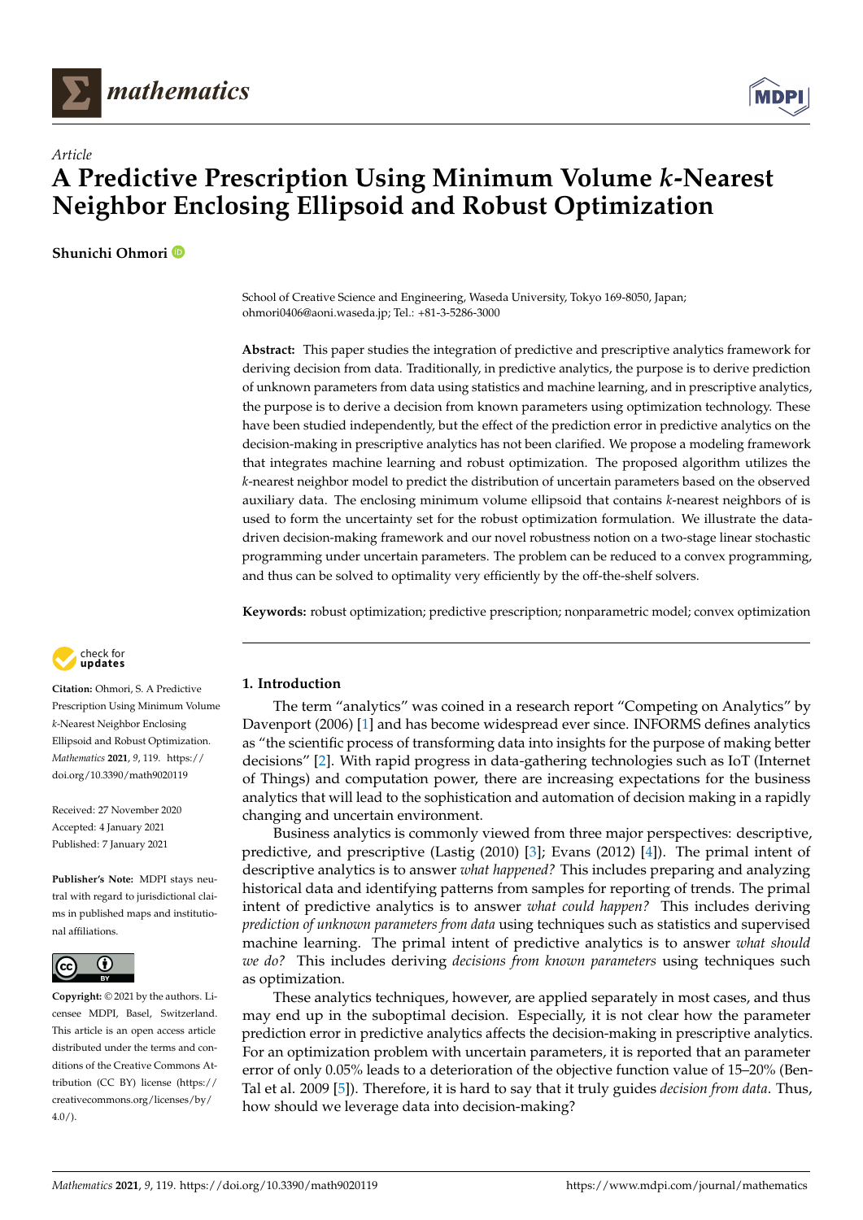*Article*

# A Predictive Prescription Using Minimum Volume $k$-Nearest Neighbor Enclosing Ellipsoid and Robust Optimization

**Shunichi Ohmori**

School of Creative Science and Engineering, Waseda University, Tokyo 169-8050, Japan; ohmori0406@aoni.waseda.jp; Tel.: +81-3-5286-3000

**Abstract:** This paper studies the integration of predictive and prescriptive analytics framework for deriving decision from data. Traditionally, in predictive analytics, the purpose is to derive prediction of unknown parameters from data using statistics and machine learning, and in prescriptive analytics, the purpose is to derive a decision from known parameters using optimization technology. These have been studied independently, but the effect of the prediction error in predictive analytics on the decision-making in prescriptive analytics has not been clarified. We propose a modeling framework that integrates machine learning and robust optimization. The proposed algorithm utilizes the $k$-nearest neighbor model to predict the distribution of uncertain parameters based on the observed auxiliary data. The enclosing minimum volume ellipsoid that contains $k$-nearest neighbors of is used to form the uncertainty set for the robust optimization formulation. We illustrate the data-driven decision-making framework and our novel robustness notion on a two-stage linear stochastic programming under uncertain parameters. The problem can be reduced to a convex programming, and thus can be solved to optimality very efficiently by the off-the-shelf solvers.

**Keywords:** robust optimization; predictive prescription; nonparametric model; convex optimization

**Citation:** Ohmori, S. A Predictive Prescription Using Minimum Volume $k$-Nearest Neighbor Enclosing Ellipsoid and Robust Optimization. *Mathematics* **2021**, *9*, 119. https://doi.org/10.3390/math9020119

Received: 27 November 2020
Accepted: 4 January 2021
Published: 7 January 2021

**Publisher's Note:** MDPI stays neutral with regard to jurisdictional claims in published maps and institutional affiliations.

**Copyright:** © 2021 by the authors. Licensee MDPI, Basel, Switzerland. This article is an open access article distributed under the terms and conditions of the Creative Commons Attribution (CC BY) license (https://creativecommons.org/licenses/by/4.0/).

## 1. Introduction

The term "analytics" was coined in a research report "Competing on Analytics" by Davenport (2006) [1] and has become widespread ever since. INFORMS defines analytics as "the scientific process of transforming data into insights for the purpose of making better decisions" [2]. With rapid progress in data-gathering technologies such as IoT (Internet of Things) and computation power, there are increasing expectations for the business analytics that will lead to the sophistication and automation of decision making in a rapidly changing and uncertain environment.

Business analytics is commonly viewed from three major perspectives: descriptive, predictive, and prescriptive (Lastig (2010) [3]; Evans (2012) [4]). The primal intent of descriptive analytics is to answer *what happened?* This includes preparing and analyzing historical data and identifying patterns from samples for reporting of trends. The primal intent of predictive analytics is to answer *what could happen?* This includes deriving *prediction of unknown parameters from data* using techniques such as statistics and supervised machine learning. The primal intent of predictive analytics is to answer *what should we do?* This includes deriving *decisions from known parameters* using techniques such as optimization.

These analytics techniques, however, are applied separately in most cases, and thus may end up in the suboptimal decision. Especially, it is not clear how the parameter prediction error in predictive analytics affects the decision-making in prescriptive analytics. For an optimization problem with uncertain parameters, it is reported that an parameter error of only 0.05% leads to a deterioration of the objective function value of 15–20% (Ben-Tal et al. 2009 [5]). Therefore, it is hard to say that it truly guides *decision from data*. Thus, how should we leverage data into decision-making?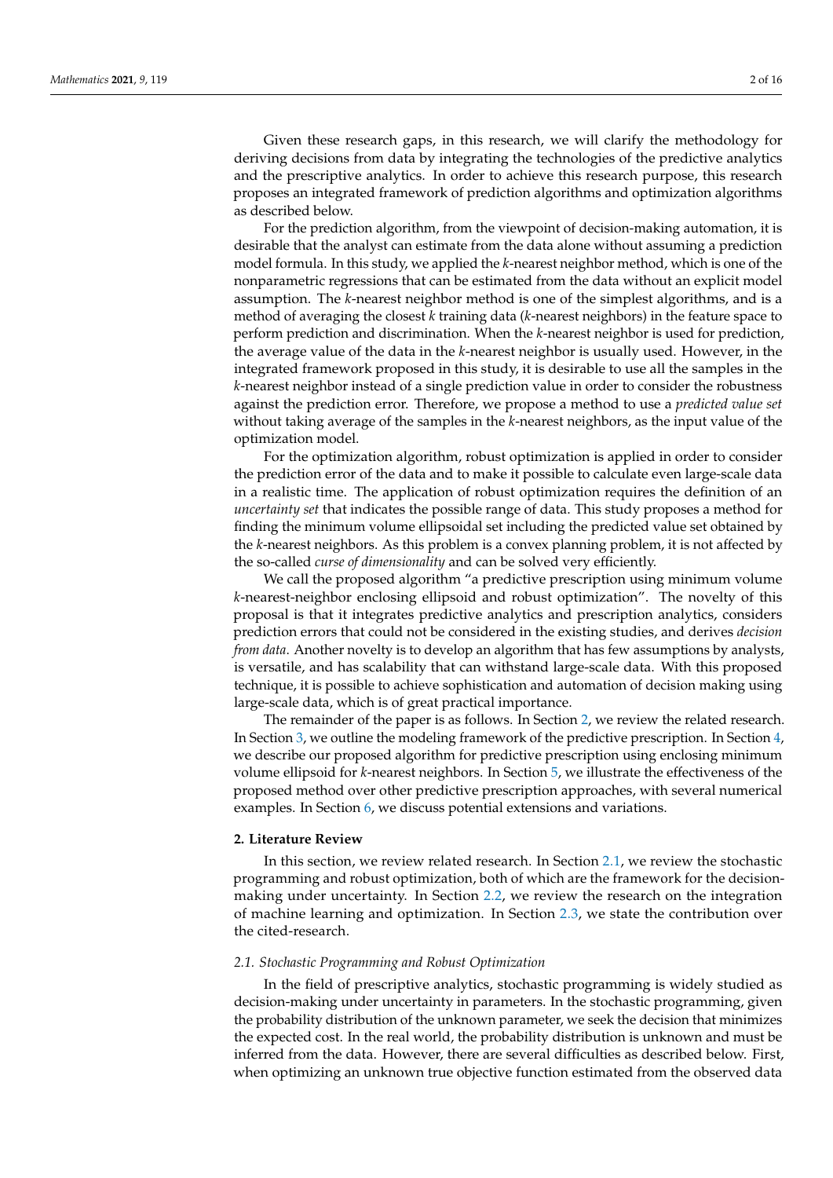Given these research gaps, in this research, we will clarify the methodology for deriving decisions from data by integrating the technologies of the predictive analytics and the prescriptive analytics. In order to achieve this research purpose, this research proposes an integrated framework of prediction algorithms and optimization algorithms as described below.

For the prediction algorithm, from the viewpoint of decision-making automation, it is desirable that the analyst can estimate from the data alone without assuming a prediction model formula. In this study, we applied the $k$-nearest neighbor method, which is one of the nonparametric regressions that can be estimated from the data without an explicit model assumption. The $k$-nearest neighbor method is one of the simplest algorithms, and is a method of averaging the closest $k$ training data ($k$-nearest neighbors) in the feature space to perform prediction and discrimination. When the $k$-nearest neighbor is used for prediction, the average value of the data in the $k$-nearest neighbor is usually used. However, in the integrated framework proposed in this study, it is desirable to use all the samples in the $k$-nearest neighbor instead of a single prediction value in order to consider the robustness against the prediction error. Therefore, we propose a method to use a *predicted value set* without taking average of the samples in the $k$-nearest neighbors, as the input value of the optimization model.

For the optimization algorithm, robust optimization is applied in order to consider the prediction error of the data and to make it possible to calculate even large-scale data in a realistic time. The application of robust optimization requires the definition of an *uncertainty set* that indicates the possible range of data. This study proposes a method for finding the minimum volume ellipsoidal set including the predicted value set obtained by the $k$-nearest neighbors. As this problem is a convex planning problem, it is not affected by the so-called *curse of dimensionality* and can be solved very efficiently.

We call the proposed algorithm "a predictive prescription using minimum volume $k$-nearest-neighbor enclosing ellipsoid and robust optimization". The novelty of this proposal is that it integrates predictive analytics and prescription analytics, considers prediction errors that could not be considered in the existing studies, and derives *decision from data*. Another novelty is to develop an algorithm that has few assumptions by analysts, is versatile, and has scalability that can withstand large-scale data. With this proposed technique, it is possible to achieve sophistication and automation of decision making using large-scale data, which is of great practical importance.

The remainder of the paper is as follows. In Section 2, we review the related research. In Section 3, we outline the modeling framework of the predictive prescription. In Section 4, we describe our proposed algorithm for predictive prescription using enclosing minimum volume ellipsoid for $k$-nearest neighbors. In Section 5, we illustrate the effectiveness of the proposed method over other predictive prescription approaches, with several numerical examples. In Section 6, we discuss potential extensions and variations.

## 2. Literature Review

In this section, we review related research. In Section 2.1, we review the stochastic programming and robust optimization, both of which are the framework for the decision-making under uncertainty. In Section 2.2, we review the research on the integration of machine learning and optimization. In Section 2.3, we state the contribution over the cited-research.

### 2.1. Stochastic Programming and Robust Optimization

In the field of prescriptive analytics, stochastic programming is widely studied as decision-making under uncertainty in parameters. In the stochastic programming, given the probability distribution of the unknown parameter, we seek the decision that minimizes the expected cost. In the real world, the probability distribution is unknown and must be inferred from the data. However, there are several difficulties as described below. First, when optimizing an unknown true objective function estimated from the observed data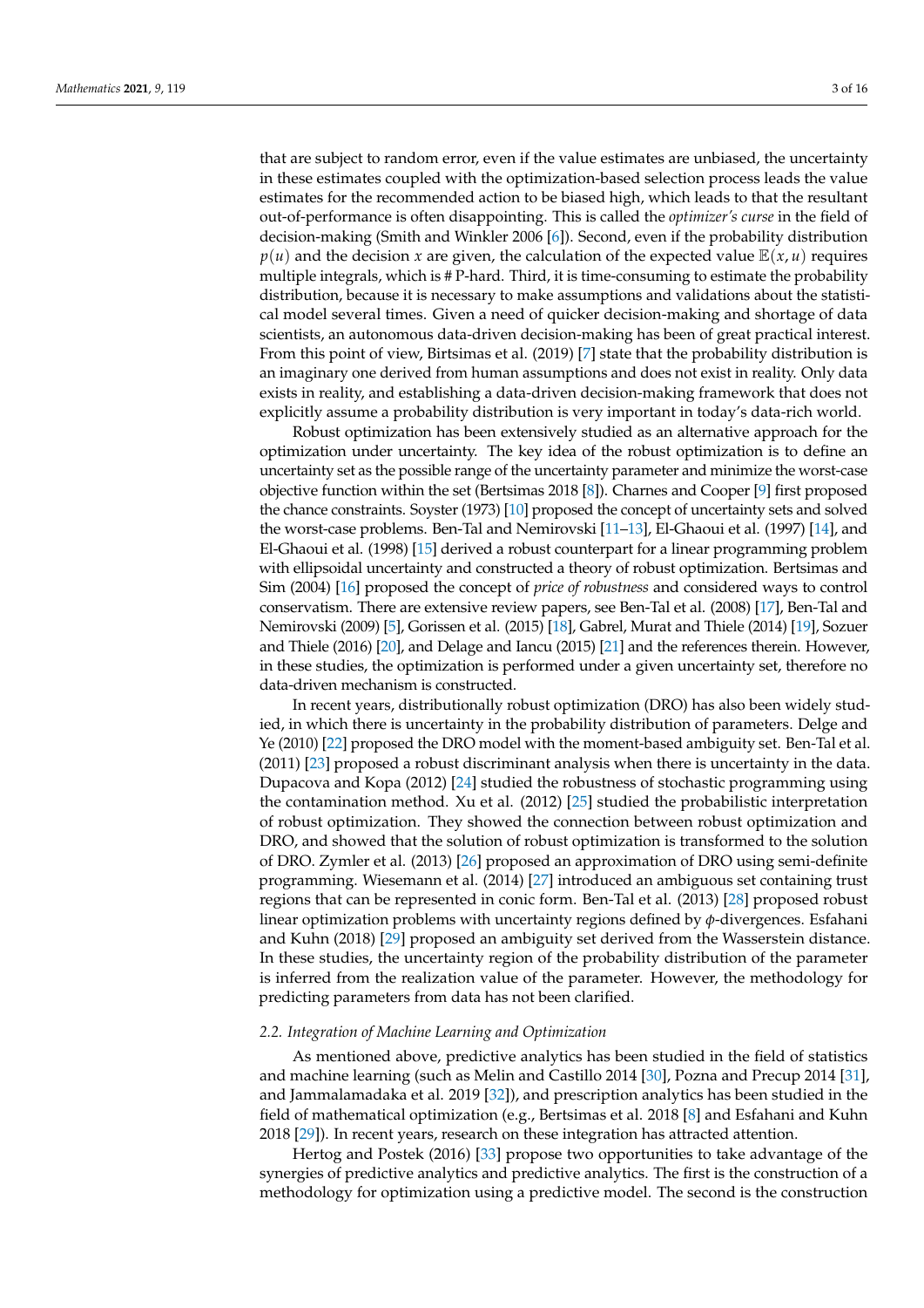that are subject to random error, even if the value estimates are unbiased, the uncertainty in these estimates coupled with the optimization-based selection process leads the value estimates for the recommended action to be biased high, which leads to that the resultant out-of-performance is often disappointing. This is called the *optimizer's curse* in the field of decision-making (Smith and Winkler 2006 [6]). Second, even if the probability distribution $p(u)$ and the decision $x$ are given, the calculation of the expected value $\mathbb{E}(x, u)$ requires multiple integrals, which is # P-hard. Third, it is time-consuming to estimate the probability distribution, because it is necessary to make assumptions and validations about the statistical model several times. Given a need of quicker decision-making and shortage of data scientists, an autonomous data-driven decision-making has been of great practical interest. From this point of view, Birtsimas et al. (2019) [7] state that the probability distribution is an imaginary one derived from human assumptions and does not exist in reality. Only data exists in reality, and establishing a data-driven decision-making framework that does not explicitly assume a probability distribution is very important in today's data-rich world.

Robust optimization has been extensively studied as an alternative approach for the optimization under uncertainty. The key idea of the robust optimization is to define an uncertainty set as the possible range of the uncertainty parameter and minimize the worst-case objective function within the set (Bertsimas 2018 [8]). Charnes and Cooper [9] first proposed the chance constraints. Soyster (1973) [10] proposed the concept of uncertainty sets and solved the worst-case problems. Ben-Tal and Nemirovski [11–13], El-Ghaoui et al. (1997) [14], and El-Ghaoui et al. (1998) [15] derived a robust counterpart for a linear programming problem with ellipsoidal uncertainty and constructed a theory of robust optimization. Bertsimas and Sim (2004) [16] proposed the concept of *price of robustness* and considered ways to control conservatism. There are extensive review papers, see Ben-Tal et al. (2008) [17], Ben-Tal and Nemirovski (2009) [5], Gorissen et al. (2015) [18], Gabrel, Murat and Thiele (2014) [19], Sozuer and Thiele (2016) [20], and Delage and Iancu (2015) [21] and the references therein. However, in these studies, the optimization is performed under a given uncertainty set, therefore no data-driven mechanism is constructed.

In recent years, distributionally robust optimization (DRO) has also been widely studied, in which there is uncertainty in the probability distribution of parameters. Delge and Ye (2010) [22] proposed the DRO model with the moment-based ambiguity set. Ben-Tal et al. (2011) [23] proposed a robust discriminant analysis when there is uncertainty in the data. Dupacova and Kopa (2012) [24] studied the robustness of stochastic programming using the contamination method. Xu et al. (2012) [25] studied the probabilistic interpretation of robust optimization. They showed the connection between robust optimization and DRO, and showed that the solution of robust optimization is transformed to the solution of DRO. Zymler et al. (2013) [26] proposed an approximation of DRO using semi-definite programming. Wiesemann et al. (2014) [27] introduced an ambiguous set containing trust regions that can be represented in conic form. Ben-Tal et al. (2013) [28] proposed robust linear optimization problems with uncertainty regions defined by $\phi$-divergences. Esfahani and Kuhn (2018) [29] proposed an ambiguity set derived from the Wasserstein distance. In these studies, the uncertainty region of the probability distribution of the parameter is inferred from the realization value of the parameter. However, the methodology for predicting parameters from data has not been clarified.

### 2.2. Integration of Machine Learning and Optimization

As mentioned above, predictive analytics has been studied in the field of statistics and machine learning (such as Melin and Castillo 2014 [30], Pozna and Precup 2014 [31], and Jammalamadaka et al. 2019 [32]), and prescription analytics has been studied in the field of mathematical optimization (e.g., Bertsimas et al. 2018 [8] and Esfahani and Kuhn 2018 [29]). In recent years, research on these integration has attracted attention.

Hertog and Postek (2016) [33] propose two opportunities to take advantage of the synergies of predictive analytics and predictive analytics. The first is the construction of a methodology for optimization using a predictive model. The second is the construction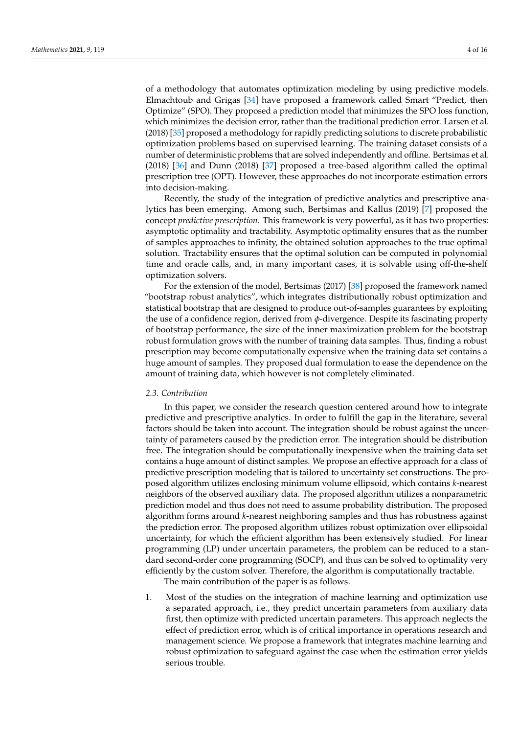of a methodology that automates optimization modeling by using predictive models. Elmachtoub and Grigas [34] have proposed a framework called Smart "Predict, then Optimize" (SPO). They proposed a prediction model that minimizes the SPO loss function, which minimizes the decision error, rather than the traditional prediction error. Larsen et al. (2018) [35] proposed a methodology for rapidly predicting solutions to discrete probabilistic optimization problems based on supervised learning. The training dataset consists of a number of deterministic problems that are solved independently and offline. Bertsimas et al. (2018) [36] and Dunn (2018) [37] proposed a tree-based algorithm called the optimal prescription tree (OPT). However, these approaches do not incorporate estimation errors into decision-making.

Recently, the study of the integration of predictive analytics and prescriptive analytics has been emerging. Among such, Bertsimas and Kallus (2019) [7] proposed the concept *predictive prescription*. This framework is very powerful, as it has two properties: asymptotic optimality and tractability. Asymptotic optimality ensures that as the number of samples approaches to infinity, the obtained solution approaches to the true optimal solution. Tractability ensures that the optimal solution can be computed in polynomial time and oracle calls, and, in many important cases, it is solvable using off-the-shelf optimization solvers.

For the extension of the model, Bertsimas (2017) [38] proposed the framework named "bootstrap robust analytics", which integrates distributionally robust optimization and statistical bootstrap that are designed to produce out-of-samples guarantees by exploiting the use of a confidence region, derived from $\phi$-divergence. Despite its fascinating property of bootstrap performance, the size of the inner maximization problem for the bootstrap robust formulation grows with the number of training data samples. Thus, finding a robust prescription may become computationally expensive when the training data set contains a huge amount of samples. They proposed dual formulation to ease the dependence on the amount of training data, which however is not completely eliminated.

### *2.3. Contribution*

In this paper, we consider the research question centered around how to integrate predictive and prescriptive analytics. In order to fulfill the gap in the literature, several factors should be taken into account. The integration should be robust against the uncertainty of parameters caused by the prediction error. The integration should be distribution free. The integration should be computationally inexpensive when the training data set contains a huge amount of distinct samples. We propose an effective approach for a class of predictive prescription modeling that is tailored to uncertainty set constructions. The proposed algorithm utilizes enclosing minimum volume ellipsoid, which contains $k$-nearest neighbors of the observed auxiliary data. The proposed algorithm utilizes a nonparametric prediction model and thus does not need to assume probability distribution. The proposed algorithm forms around $k$-nearest neighboring samples and thus has robustness against the prediction error. The proposed algorithm utilizes robust optimization over ellipsoidal uncertainty, for which the efficient algorithm has been extensively studied. For linear programming (LP) under uncertain parameters, the problem can be reduced to a standard second-order cone programming (SOCP), and thus can be solved to optimality very efficiently by the custom solver. Therefore, the algorithm is computationally tractable.

The main contribution of the paper is as follows.

1. Most of the studies on the integration of machine learning and optimization use a separated approach, i.e., they predict uncertain parameters from auxiliary data first, then optimize with predicted uncertain parameters. This approach neglects the effect of prediction error, which is of critical importance in operations research and management science. We propose a framework that integrates machine learning and robust optimization to safeguard against the case when the estimation error yields serious trouble.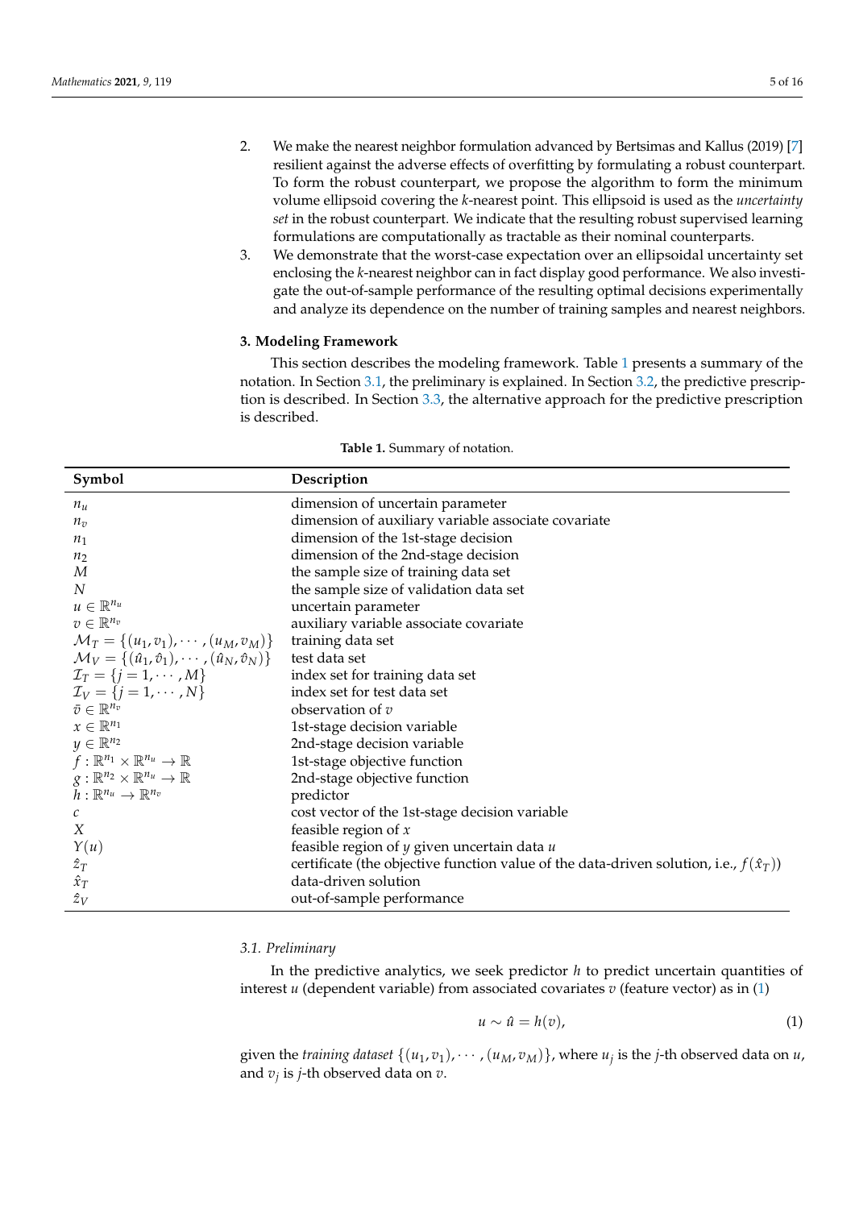2. We make the nearest neighbor formulation advanced by Bertsimas and Kallus (2019) [7] resilient against the adverse effects of overfitting by formulating a robust counterpart. To form the robust counterpart, we propose the algorithm to form the minimum volume ellipsoid covering the $k$-nearest point. This ellipsoid is used as the *uncertainty set* in the robust counterpart. We indicate that the resulting robust supervised learning formulations are computationally as tractable as their nominal counterparts.
3. We demonstrate that the worst-case expectation over an ellipsoidal uncertainty set enclosing the $k$-nearest neighbor can in fact display good performance. We also investigate the out-of-sample performance of the resulting optimal decisions experimentally and analyze its dependence on the number of training samples and nearest neighbors.

## 3. Modeling Framework

This section describes the modeling framework. Table 1 presents a summary of the notation. In Section 3.1, the preliminary is explained. In Section 3.2, the predictive prescription is described. In Section 3.3, the alternative approach for the predictive prescription is described.

**Table 1.** Summary of notation.

| Symbol | Description |
|---|---|
| $n_u$ | dimension of uncertain parameter |
| $n_v$ | dimension of auxiliary variable associate covariate |
| $n_1$ | dimension of the 1st-stage decision |
| $n_2$ | dimension of the 2nd-stage decision |
| $M$ | the sample size of training data set |
| $N$ | the sample size of validation data set |
| $u \in \mathbb{R}^{n_u}$ | uncertain parameter |
| $v \in \mathbb{R}^{n_v}$ | auxiliary variable associate covariate |
| $\mathcal{M}_T = \{(u_1, v_1), \cdots, (u_M, v_M)\}$ | training data set |
| $\mathcal{M}_V = \{(\hat{u}_1, \hat{v}_1), \cdots, (\hat{u}_N, \hat{v}_N)\}$ | test data set |
| $\mathcal{I}_T = \{j = 1, \cdots, M\}$ | index set for training data set |
| $\mathcal{I}_V = \{j = 1, \cdots, N\}$ | index set for test data set |
| $\bar{v} \in \mathbb{R}^{n_v}$ | observation of $v$ |
| $x \in \mathbb{R}^{n_1}$ | 1st-stage decision variable |
| $y \in \mathbb{R}^{n_2}$ | 2nd-stage decision variable |
| $f : \mathbb{R}^{n_1} \times \mathbb{R}^{n_u} \to \mathbb{R}$ | 1st-stage objective function |
| $g : \mathbb{R}^{n_2} \times \mathbb{R}^{n_u} \to \mathbb{R}$ | 2nd-stage objective function |
| $h : \mathbb{R}^{n_u} \to \mathbb{R}^{n_v}$ | predictor |
| $c$ | cost vector of the 1st-stage decision variable |
| $X$ | feasible region of $x$ |
| $Y(u)$ | feasible region of $y$ given uncertain data $u$ |
| $\hat{z}_T$ | certificate (the objective function value of the data-driven solution, i.e., $f(\hat{x}_T)$) |
| $\hat{x}_T$ | data-driven solution |
| $\hat{z}_V$ | out-of-sample performance |

### 3.1. Preliminary

In the predictive analytics, we seek predictor $h$ to predict uncertain quantities of interest $u$ (dependent variable) from associated covariates $v$ (feature vector) as in (1)

$$u \sim \hat{u} = h(v), \tag{1}$$

given the *training dataset* $\{(u_1, v_1), \cdots, (u_M, v_M)\}$, where $u_j$ is the $j$-th observed data on $u$, and $v_j$ is $j$-th observed data on $v$.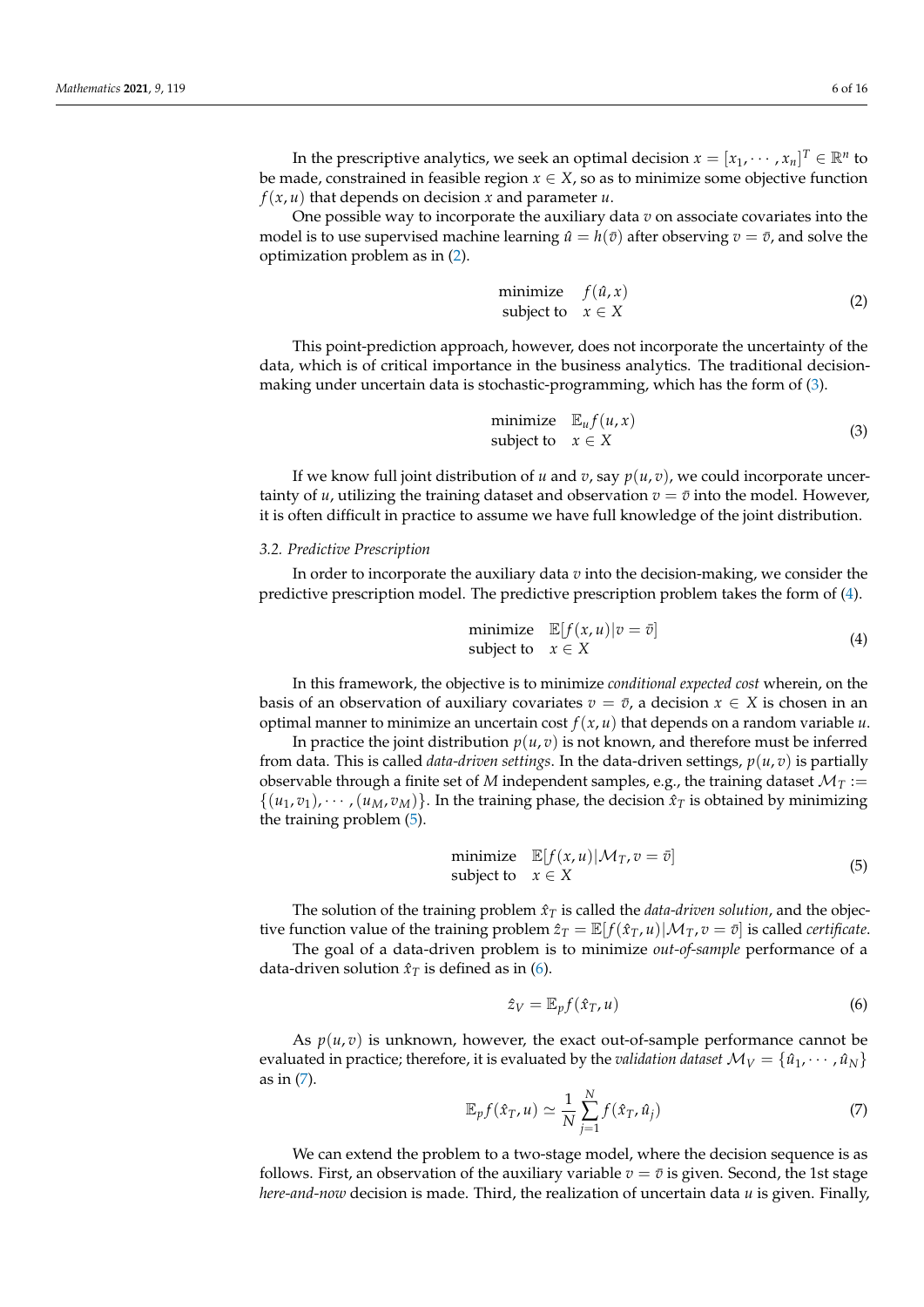In the prescriptive analytics, we seek an optimal decision $x = [x_1, \cdots, x_n]^T \in \mathbb{R}^n$ to be made, constrained in feasible region $x \in X$, so as to minimize some objective function $f(x, u)$ that depends on decision $x$ and parameter $u$.

One possible way to incorporate the auxiliary data $v$ on associate covariates into the model is to use supervised machine learning $\hat{u} = h(\bar{v})$ after observing $v = \bar{v}$, and solve the optimization problem as in (2).

$$
\begin{array}{ll}
\text{minimize} & f(\hat{u}, x) \\
\text{subject to} & x \in X
\end{array} \tag{2}
$$

This point-prediction approach, however, does not incorporate the uncertainty of the data, which is of critical importance in the business analytics. The traditional decision-making under uncertain data is stochastic-programming, which has the form of (3).

$$
\begin{array}{ll}
\text{minimize} & \mathbb{E}_u f(u, x) \\
\text{subject to} & x \in X
\end{array} \tag{3}
$$

If we know full joint distribution of $u$ and $v$, say $p(u, v)$, we could incorporate uncertainty of $u$, utilizing the training dataset and observation $v = \bar{v}$ into the model. However, it is often difficult in practice to assume we have full knowledge of the joint distribution.

### 3.2. Predictive Prescription

In order to incorporate the auxiliary data $v$ into the decision-making, we consider the predictive prescription model. The predictive prescription problem takes the form of (4).

$$
\begin{array}{ll}
\text{minimize} & \mathbb{E}[f(x, u) | v = \bar{v}] \\
\text{subject to} & x \in X
\end{array} \tag{4}
$$

In this framework, the objective is to minimize *conditional expected cost* wherein, on the basis of an observation of auxiliary covariates $v = \bar{v}$, a decision $x \in X$ is chosen in an optimal manner to minimize an uncertain cost $f(x, u)$ that depends on a random variable $u$.

In practice the joint distribution $p(u, v)$ is not known, and therefore must be inferred from data. This is called *data-driven settings*. In the data-driven settings, $p(u, v)$ is partially observable through a finite set of $M$ independent samples, e.g., the training dataset $\mathcal{M}_T := \{(u_1, v_1), \cdots, (u_M, v_M)\}$. In the training phase, the decision $\hat{x}_T$ is obtained by minimizing the training problem (5).

$$
\begin{array}{ll}
\text{minimize} & \mathbb{E}[f(x, u) | \mathcal{M}_T, v = \bar{v}] \\
\text{subject to} & x \in X
\end{array} \tag{5}
$$

The solution of the training problem $\hat{x}_T$ is called the *data-driven solution*, and the objective function value of the training problem $\hat{z}_T = \mathbb{E}[f(\hat{x}_T, u) | \mathcal{M}_T, v = \bar{v}]$ is called *certificate*.

The goal of a data-driven problem is to minimize *out-of-sample* performance of a data-driven solution $\hat{x}_T$ is defined as in (6).

$$
\hat{z}_V = \mathbb{E}_p f(\hat{x}_T, u) \tag{6}
$$

As $p(u, v)$ is unknown, however, the exact out-of-sample performance cannot be evaluated in practice; therefore, it is evaluated by the *validation dataset* $\mathcal{M}_V = \{\hat{u}_1, \cdots, \hat{u}_N\}$ as in (7).

$$
\mathbb{E}_p f(\hat{x}_T, u) \simeq \frac{1}{N} \sum_{j=1}^{N} f(\hat{x}_T, \hat{u}_j) \tag{7}
$$

We can extend the problem to a two-stage model, where the decision sequence is as follows. First, an observation of the auxiliary variable $v = \bar{v}$ is given. Second, the 1st stage *here-and-now* decision is made. Third, the realization of uncertain data $u$ is given. Finally,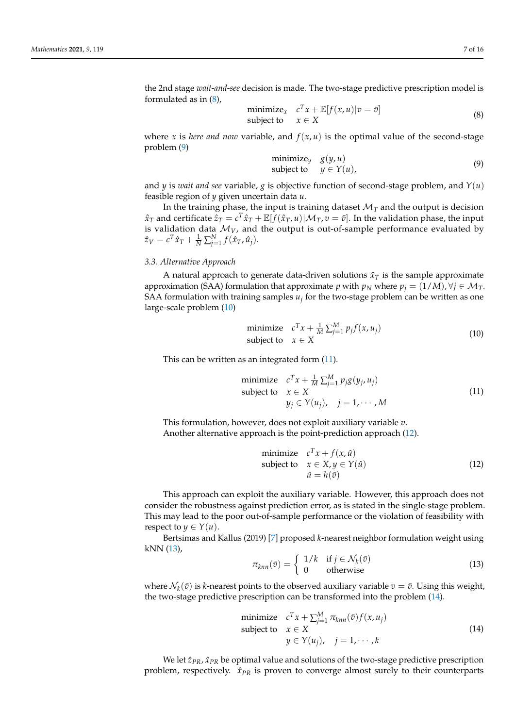the 2nd stage *wait-and-see* decision is made. The two-stage predictive prescription model is formulated as in (8),

$$
\begin{array}{ll}
\text{minimize}_x & c^T x + \mathbb{E}[f(x,u)|v = \bar{v}] \\
\text{subject to} & x \in X
\end{array}
\tag{8}
$$

where $x$ is *here and now* variable, and $f(x,u)$ is the optimal value of the second-stage problem (9)

$$
\begin{array}{ll}
\text{minimize}_y & g(y,u) \\
\text{subject to} & y \in Y(u),
\end{array}
\tag{9}
$$

and $y$ is *wait and see* variable, $g$ is objective function of second-stage problem, and $Y(u)$ feasible region of $y$ given uncertain data $u$.

In the training phase, the input is training dataset $\mathcal{M}_T$ and the output is decision $\hat{x}_T$ and certificate $\hat{z}_T = c^T \hat{x}_T + \mathbb{E}[f(\hat{x}_T, u)|\mathcal{M}_T, v = \bar{v}]$. In the validation phase, the input is validation data $\mathcal{M}_V$, and the output is out-of-sample performance evaluated by $\hat{z}_V = c^T \hat{x}_T + \frac{1}{N}\sum_{j=1}^{N} f(\hat{x}_T, \hat{u}_j)$.

### 3.3. Alternative Approach

A natural approach to generate data-driven solutions $\hat{x}_T$ is the sample approximate approximation (SAA) formulation that approximate $p$ with $p_N$ where $p_j = (1/M), \forall j \in \mathcal{M}_T$. SAA formulation with training samples $u_j$ for the two-stage problem can be written as one large-scale problem (10)

$$
\begin{array}{ll}
\text{minimize} & c^T x + \frac{1}{M}\sum_{j=1}^{M} p_j f(x, u_j) \\
\text{subject to} & x \in X
\end{array}
\tag{10}
$$

This can be written as an integrated form (11).

$$
\begin{array}{ll}
\text{minimize} & c^T x + \frac{1}{M}\sum_{j=1}^{M} p_j g(y_j, u_j) \\
\text{subject to} & x \in X \\
 & y_j \in Y(u_j), \quad j = 1, \cdots, M
\end{array}
\tag{11}
$$

This formulation, however, does not exploit auxiliary variable $v$.

Another alternative approach is the point-prediction approach (12).

$$
\begin{array}{ll}
\text{minimize} & c^T x + f(x, \hat{u}) \\
\text{subject to} & x \in X, y \in Y(\hat{u}) \\
 & \hat{u} = h(\bar{v})
\end{array}
\tag{12}
$$

This approach can exploit the auxiliary variable. However, this approach does not consider the robustness against prediction error, as is stated in the single-stage problem. This may lead to the poor out-of-sample performance or the violation of feasibility with respect to $y \in Y(u)$.

Bertsimas and Kallus (2019) [7] proposed $k$-nearest neighbor formulation weight using kNN (13),

$$
\pi_{knn}(\bar{v}) = \begin{cases} 1/k & \text{if } j \in \mathcal{N}_k(\bar{v}) \\ 0 & \text{otherwise} \end{cases}
\tag{13}
$$

where $\mathcal{N}_k(\bar{v})$ is $k$-nearest points to the observed auxiliary variable $v = \bar{v}$. Using this weight, the two-stage predictive prescription can be transformed into the problem (14).

$$
\begin{array}{ll}
\text{minimize} & c^T x + \sum_{j=1}^{M} \pi_{knn}(\bar{v}) f(x, u_j) \\
\text{subject to} & x \in X \\
 & y \in Y(u_j), \quad j = 1, \cdots, k
\end{array}
\tag{14}
$$

We let $\hat{z}_{PR}, \hat{x}_{PR}$ be optimal value and solutions of the two-stage predictive prescription problem, respectively. $\hat{x}_{PR}$ is proven to converge almost surely to their counterparts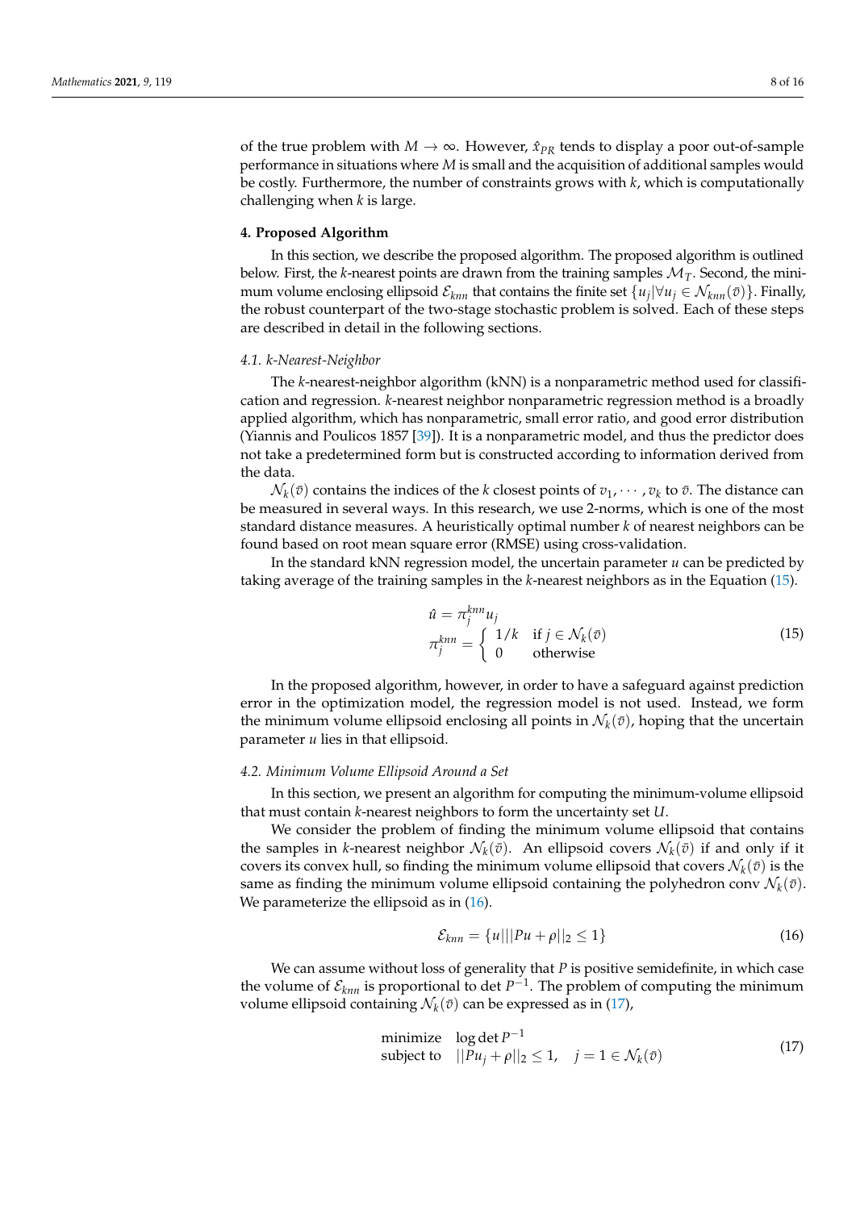of the true problem with $M \to \infty$. However, $\hat{x}_{PR}$ tends to display a poor out-of-sample performance in situations where $M$ is small and the acquisition of additional samples would be costly. Furthermore, the number of constraints grows with $k$, which is computationally challenging when $k$ is large.

## 4. Proposed Algorithm

In this section, we describe the proposed algorithm. The proposed algorithm is outlined below. First, the $k$-nearest points are drawn from the training samples $\mathcal{M}_T$. Second, the minimum volume enclosing ellipsoid $\mathcal{E}_{knn}$ that contains the finite set $\{u_j | \forall u_j \in \mathcal{N}_{knn}(\bar{v})\}$. Finally, the robust counterpart of the two-stage stochastic problem is solved. Each of these steps are described in detail in the following sections.

### *4.1. k-Nearest-Neighbor*

The $k$-nearest-neighbor algorithm (kNN) is a nonparametric method used for classification and regression. $k$-nearest neighbor nonparametric regression method is a broadly applied algorithm, which has nonparametric, small error ratio, and good error distribution (Yiannis and Poulicos 1857 [39]). It is a nonparametric model, and thus the predictor does not take a predetermined form but is constructed according to information derived from the data.

$\mathcal{N}_k(\bar{v})$ contains the indices of the $k$ closest points of $v_1, \cdots, v_k$ to $\bar{v}$. The distance can be measured in several ways. In this research, we use 2-norms, which is one of the most standard distance measures. A heuristically optimal number $k$ of nearest neighbors can be found based on root mean square error (RMSE) using cross-validation.

In the standard kNN regression model, the uncertain parameter $u$ can be predicted by taking average of the training samples in the $k$-nearest neighbors as in the Equation (15).

$$
\begin{aligned}
\hat{u} &= \pi_j^{knn} u_j \\
\pi_j^{knn} &= \begin{cases} 1/k & \text{if } j \in \mathcal{N}_k(\bar{v}) \\ 0 & \text{otherwise} \end{cases}
\end{aligned}
\tag{15}
$$

In the proposed algorithm, however, in order to have a safeguard against prediction error in the optimization model, the regression model is not used. Instead, we form the minimum volume ellipsoid enclosing all points in $\mathcal{N}_k(\bar{v})$, hoping that the uncertain parameter $u$ lies in that ellipsoid.

### *4.2. Minimum Volume Ellipsoid Around a Set*

In this section, we present an algorithm for computing the minimum-volume ellipsoid that must contain $k$-nearest neighbors to form the uncertainty set $U$.

We consider the problem of finding the minimum volume ellipsoid that contains the samples in $k$-nearest neighbor $\mathcal{N}_k(\bar{v})$. An ellipsoid covers $\mathcal{N}_k(\bar{v})$ if and only if it covers its convex hull, so finding the minimum volume ellipsoid that covers $\mathcal{N}_k(\bar{v})$ is the same as finding the minimum volume ellipsoid containing the polyhedron conv $\mathcal{N}_k(\bar{v})$. We parameterize the ellipsoid as in (16).

$$
\mathcal{E}_{knn} = \{u | ||Pu + \rho||_2 \leq 1\}
\tag{16}
$$

We can assume without loss of generality that $P$ is positive semidefinite, in which case the volume of $\mathcal{E}_{knn}$ is proportional to det $P^{-1}$. The problem of computing the minimum volume ellipsoid containing $\mathcal{N}_k(\bar{v})$ can be expressed as in (17),

$$
\begin{aligned}
&\text{minimize} \quad \log\det P^{-1} \\
&\text{subject to} \quad ||Pu_j + \rho||_2 \leq 1, \quad j = 1 \in \mathcal{N}_k(\bar{v})
\end{aligned}
\tag{17}
$$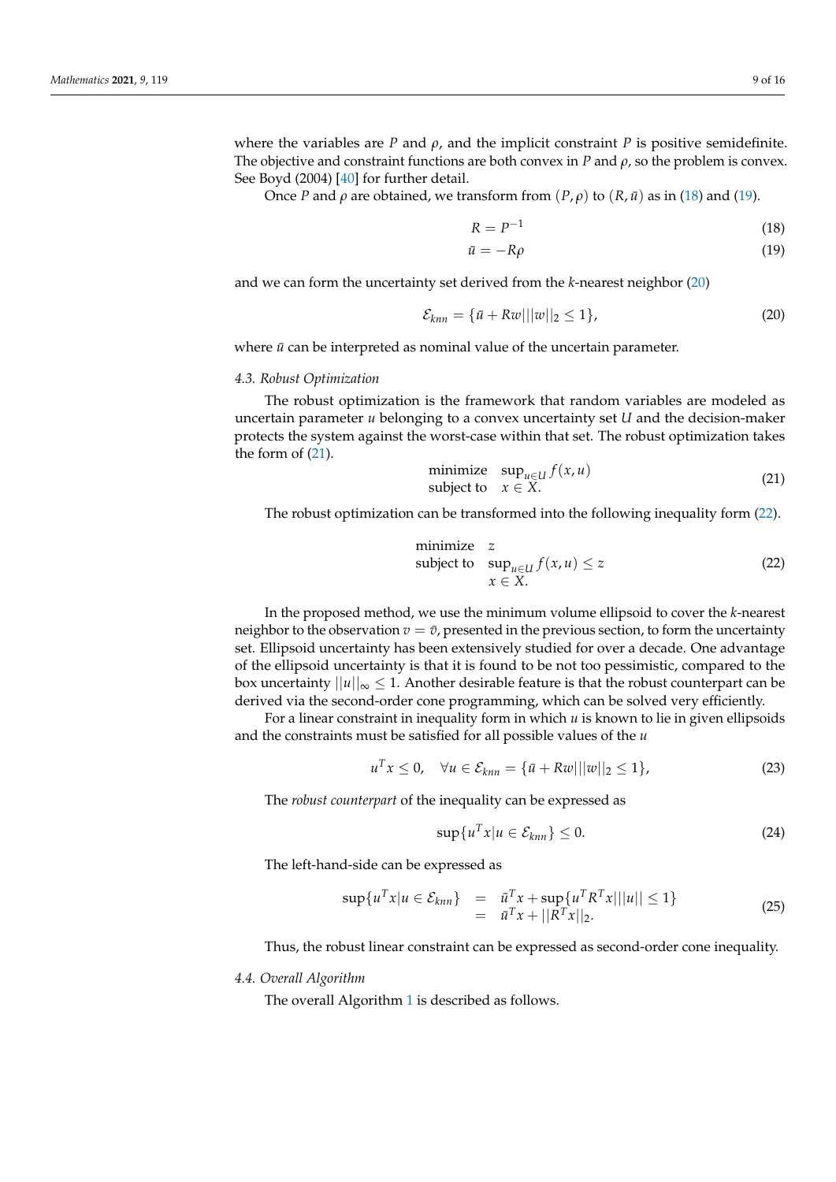where the variables are $P$ and $\rho$, and the implicit constraint $P$ is positive semidefinite. The objective and constraint functions are both convex in $P$ and $\rho$, so the problem is convex. See Boyd (2004) [40] for further detail.

Once $P$ and $\rho$ are obtained, we transform from $(P, \rho)$ to $(R, \bar{u})$ as in (18) and (19).

$$R = P^{-1} \tag{18}$$

$$\bar{u} = -R\rho \tag{19}$$

and we can form the uncertainty set derived from the $k$-nearest neighbor (20)

$$\mathcal{E}_{knn} = \{\bar{u} + Rw | ||w||_2 \leq 1\}, \tag{20}$$

where $\bar{u}$ can be interpreted as nominal value of the uncertain parameter.

### 4.3. Robust Optimization

The robust optimization is the framework that random variables are modeled as uncertain parameter $u$ belonging to a convex uncertainty set $U$ and the decision-maker protects the system against the worst-case within that set. The robust optimization takes the form of (21).

$$\begin{array}{ll} \text{minimize} & \sup_{u \in U} f(x, u) \\ \text{subject to} & x \in X. \end{array} \tag{21}$$

The robust optimization can be transformed into the following inequality form (22).

$$\begin{array}{ll} \text{minimize} & z \\ \text{subject to} & \sup_{u \in U} f(x, u) \leq z \\ & x \in X. \end{array} \tag{22}$$

In the proposed method, we use the minimum volume ellipsoid to cover the $k$-nearest neighbor to the observation $v = \bar{v}$, presented in the previous section, to form the uncertainty set. Ellipsoid uncertainty has been extensively studied for over a decade. One advantage of the ellipsoid uncertainty is that it is found to be not too pessimistic, compared to the box uncertainty $||u||_\infty \leq 1$. Another desirable feature is that the robust counterpart can be derived via the second-order cone programming, which can be solved very efficiently.

For a linear constraint in inequality form in which $u$ is known to lie in given ellipsoids and the constraints must be satisfied for all possible values of the $u$

$$u^T x \leq 0, \quad \forall u \in \mathcal{E}_{knn} = \{\bar{u} + Rw | ||w||_2 \leq 1\}, \tag{23}$$

The *robust counterpart* of the inequality can be expressed as

$$\sup\{u^T x | u \in \mathcal{E}_{knn}\} \leq 0. \tag{24}$$

The left-hand-side can be expressed as

$$\begin{array}{rcl} \sup\{u^T x | u \in \mathcal{E}_{knn}\} & = & \bar{u}^T x + \sup\{u^T R^T x | ||u|| \leq 1\} \\ & = & \bar{u}^T x + ||R^T x||_2. \end{array} \tag{25}$$

Thus, the robust linear constraint can be expressed as second-order cone inequality.

### 4.4. Overall Algorithm

The overall Algorithm 1 is described as follows.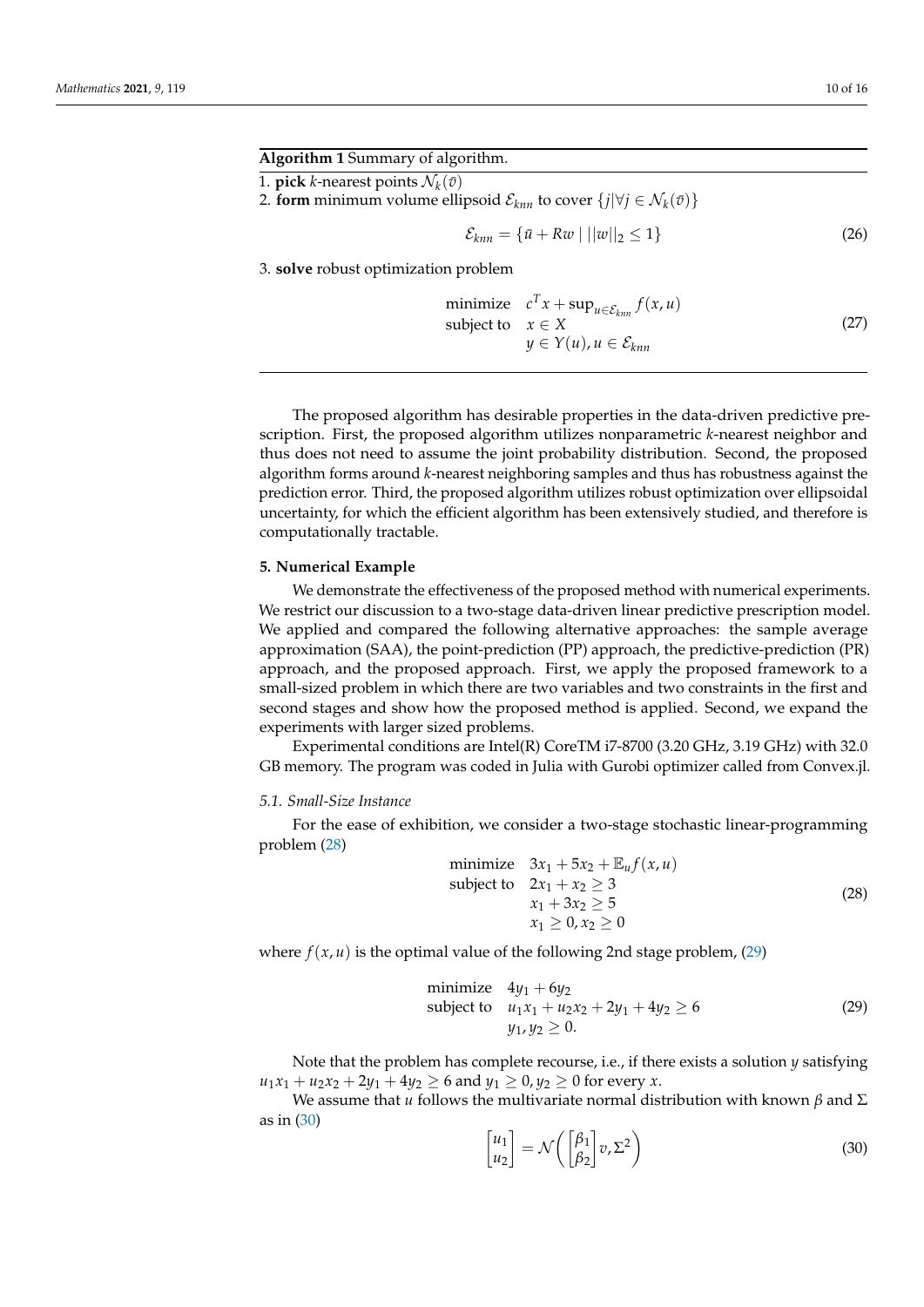**Algorithm 1** Summary of algorithm.

1. **pick** $k$-nearest points $\mathcal{N}_k(\bar{v})$
2. **form** minimum volume ellipsoid $\mathcal{E}_{knn}$ to cover $\{j|\forall j \in \mathcal{N}_k(\bar{v})\}$

$$\mathcal{E}_{knn} = \{\bar{u} + Rw \mid ||w||_2 \leq 1\} \tag{26}$$

3. **solve** robust optimization problem

$$\begin{array}{ll} \text{minimize} & c^T x + \sup_{u \in \mathcal{E}_{knn}} f(x, u) \\ \text{subject to} & x \in X \\ & y \in Y(u), u \in \mathcal{E}_{knn} \end{array} \tag{27}$$

The proposed algorithm has desirable properties in the data-driven predictive prescription. First, the proposed algorithm utilizes nonparametric $k$-nearest neighbor and thus does not need to assume the joint probability distribution. Second, the proposed algorithm forms around $k$-nearest neighboring samples and thus has robustness against the prediction error. Third, the proposed algorithm utilizes robust optimization over ellipsoidal uncertainty, for which the efficient algorithm has been extensively studied, and therefore is computationally tractable.

## 5. Numerical Example

We demonstrate the effectiveness of the proposed method with numerical experiments. We restrict our discussion to a two-stage data-driven linear predictive prescription model. We applied and compared the following alternative approaches: the sample average approximation (SAA), the point-prediction (PP) approach, the predictive-prediction (PR) approach, and the proposed approach. First, we apply the proposed framework to a small-sized problem in which there are two variables and two constraints in the first and second stages and show how the proposed method is applied. Second, we expand the experiments with larger sized problems.

Experimental conditions are Intel(R) CoreTM i7-8700 (3.20 GHz, 3.19 GHz) with 32.0 GB memory. The program was coded in Julia with Gurobi optimizer called from Convex.jl.

### *5.1. Small-Size Instance*

For the ease of exhibition, we consider a two-stage stochastic linear-programming problem (28)

$$\begin{array}{ll} \text{minimize} & 3x_1 + 5x_2 + \mathbb{E}_u f(x, u) \\ \text{subject to} & 2x_1 + x_2 \geq 3 \\ & x_1 + 3x_2 \geq 5 \\ & x_1 \geq 0, x_2 \geq 0 \end{array} \tag{28}$$

where $f(x, u)$ is the optimal value of the following 2nd stage problem, (29)

$$\begin{array}{ll} \text{minimize} & 4y_1 + 6y_2 \\ \text{subject to} & u_1 x_1 + u_2 x_2 + 2y_1 + 4y_2 \geq 6 \\ & y_1, y_2 \geq 0. \end{array} \tag{29}$$

Note that the problem has complete recourse, i.e., if there exists a solution $y$ satisfying $u_1 x_1 + u_2 x_2 + 2y_1 + 4y_2 \geq 6$ and $y_1 \geq 0, y_2 \geq 0$ for every $x$.

We assume that $u$ follows the multivariate normal distribution with known $\beta$ and $\Sigma$ as in (30)

$$\begin{bmatrix} u_1 \\ u_2 \end{bmatrix} = \mathcal{N}\left( \begin{bmatrix} \beta_1 \\ \beta_2 \end{bmatrix} v, \Sigma^2 \right) \tag{30}$$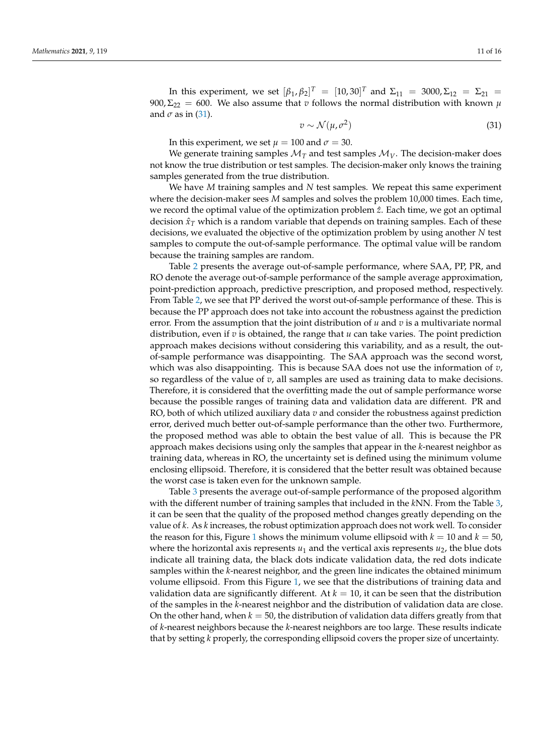In this experiment, we set $[\beta_1, \beta_2]^T = [10, 30]^T$ and $\Sigma_{11} = 3000, \Sigma_{12} = \Sigma_{21} = 900, \Sigma_{22} = 600$. We also assume that $v$ follows the normal distribution with known $\mu$ and $\sigma$ as in (31).

$$v \sim \mathcal{N}(\mu, \sigma^2) \tag{31}$$

In this experiment, we set $\mu = 100$ and $\sigma = 30$.

We generate training samples $\mathcal{M}_T$ and test samples $\mathcal{M}_V$. The decision-maker does not know the true distribution or test samples. The decision-maker only knows the training samples generated from the true distribution.

We have $M$ training samples and $N$ test samples. We repeat this same experiment where the decision-maker sees $M$ samples and solves the problem 10,000 times. Each time, we record the optimal value of the optimization problem $\hat{z}$. Each time, we got an optimal decision $\hat{x}_T$ which is a random variable that depends on training samples. Each of these decisions, we evaluated the objective of the optimization problem by using another $N$ test samples to compute the out-of-sample performance. The optimal value will be random because the training samples are random.

Table 2 presents the average out-of-sample performance, where SAA, PP, PR, and RO denote the average out-of-sample performance of the sample average approximation, point-prediction approach, predictive prescription, and proposed method, respectively. From Table 2, we see that PP derived the worst out-of-sample performance of these. This is because the PP approach does not take into account the robustness against the prediction error. From the assumption that the joint distribution of $u$ and $v$ is a multivariate normal distribution, even if $v$ is obtained, the range that $u$ can take varies. The point prediction approach makes decisions without considering this variability, and as a result, the out-of-sample performance was disappointing. The SAA approach was the second worst, which was also disappointing. This is because SAA does not use the information of $v$, so regardless of the value of $v$, all samples are used as training data to make decisions. Therefore, it is considered that the overfitting made the out of sample performance worse because the possible ranges of training data and validation data are different. PR and RO, both of which utilized auxiliary data $v$ and consider the robustness against prediction error, derived much better out-of-sample performance than the other two. Furthermore, the proposed method was able to obtain the best value of all. This is because the PR approach makes decisions using only the samples that appear in the $k$-nearest neighbor as training data, whereas in RO, the uncertainty set is defined using the minimum volume enclosing ellipsoid. Therefore, it is considered that the better result was obtained because the worst case is taken even for the unknown sample.

Table 3 presents the average out-of-sample performance of the proposed algorithm with the different number of training samples that included in the $k$NN. From the Table 3, it can be seen that the quality of the proposed method changes greatly depending on the value of $k$. As $k$ increases, the robust optimization approach does not work well. To consider the reason for this, Figure 1 shows the minimum volume ellipsoid with $k = 10$ and $k = 50$, where the horizontal axis represents $u_1$ and the vertical axis represents $u_2$, the blue dots indicate all training data, the black dots indicate validation data, the red dots indicate samples within the $k$-nearest neighbor, and the green line indicates the obtained minimum volume ellipsoid. From this Figure 1, we see that the distributions of training data and validation data are significantly different. At $k = 10$, it can be seen that the distribution of the samples in the $k$-nearest neighbor and the distribution of validation data are close. On the other hand, when $k = 50$, the distribution of validation data differs greatly from that of $k$-nearest neighbors because the $k$-nearest neighbors are too large. These results indicate that by setting $k$ properly, the corresponding ellipsoid covers the proper size of uncertainty.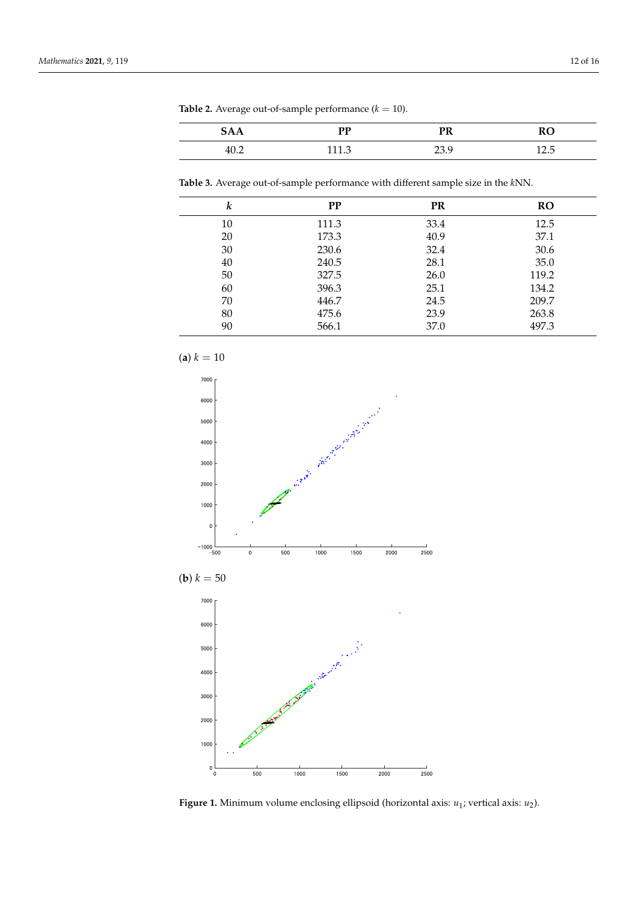**Table 2.** Average out-of-sample performance ($k = 10$).

| SAA | PP | PR | RO |
|---|---|---|---|
| 40.2 | 111.3 | 23.9 | 12.5 |

**Table 3.** Average out-of-sample performance with different sample size in the $k$NN.

| $k$ | PP | PR | RO |
|---|---|---|---|
| 10 | 111.3 | 33.4 | 12.5 |
| 20 | 173.3 | 40.9 | 37.1 |
| 30 | 230.6 | 32.4 | 30.6 |
| 40 | 240.5 | 28.1 | 35.0 |
| 50 | 327.5 | 26.0 | 119.2 |
| 60 | 396.3 | 25.1 | 134.2 |
| 70 | 446.7 | 24.5 | 209.7 |
| 80 | 475.6 | 23.9 | 263.8 |
| 90 | 566.1 | 37.0 | 497.3 |

(**a**) $k = 10$

(**b**) $k = 50$

**Figure 1.** Minimum volume enclosing ellipsoid (horizontal axis: $u_1$; vertical axis: $u_2$).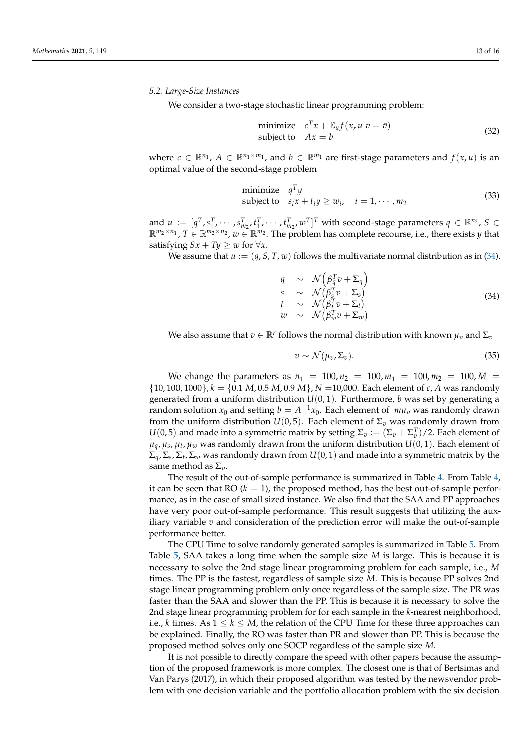### 5.2. Large-Size Instances

We consider a two-stage stochastic linear programming problem:

$$
\begin{array}{ll}
\text{minimize} & c^T x + \mathbb{E}_u f(x, u | v = \bar{v}) \\
\text{subject to} & Ax = b
\end{array}
\tag{32}
$$

where $c \in \mathbb{R}^{n_1}$, $A \in \mathbb{R}^{n_1 \times m_1}$, and $b \in \mathbb{R}^{m_1}$ are first-stage parameters and $f(x, u)$ is an optimal value of the second-stage problem

$$
\begin{array}{ll}
\text{minimize} & q^T y \\
\text{subject to} & s_i x + t_i y \geq w_i, \quad i = 1, \cdots, m_2
\end{array}
\tag{33}
$$

and $u := [q^T, s_1^T, \cdots, s_{m_2}^T, t_1^T, \cdots, t_{m_2}^T, w^T]^T$ with second-stage parameters $q \in \mathbb{R}^{n_2}$, $S \in \mathbb{R}^{m_2 \times n_1}$, $T \in \mathbb{R}^{m_2 \times n_2}$, $w \in \mathbb{R}^{m_2}$. The problem has complete recourse, i.e., there exists $y$ that satisfying $Sx + Ty \geq w$ for $\forall x$.

We assume that $u := (q, S, T, w)$ follows the multivariate normal distribution as in (34).

$$
\begin{array}{lll}
q & \sim & \mathcal{N}\left(\beta_q^T v + \Sigma_q\right) \\
s & \sim & \mathcal{N}\left(\beta_s^T v + \Sigma_s\right) \\
t & \sim & \mathcal{N}\left(\beta_t^T v + \Sigma_t\right) \\
w & \sim & \mathcal{N}\left(\beta_w^T v + \Sigma_w\right)
\end{array}
\tag{34}
$$

We also assume that $v \in \mathbb{R}^r$ follows the normal distribution with known $\mu_v$ and $\Sigma_v$

$$
v \sim \mathcal{N}(\mu_v, \Sigma_v). \tag{35}
$$

We change the parameters as $n_1 = 100, n_2 = 100, m_1 = 100, m_2 = 100, M = \{10, 100, 1000\}, k = \{0.1\,M, 0.5\,M, 0.9\,M\}, N = 10{,}000$. Each element of $c, A$ was randomly generated from a uniform distribution $U(0, 1)$. Furthermore, $b$ was set by generating a random solution $x_0$ and setting $b = A^{-1} x_0$. Each element of $mu_v$ was randomly drawn from the uniform distribution $U(0, 5)$. Each element of $\Sigma_v$ was randomly drawn from $U(0, 5)$ and made into a symmetric matrix by setting $\Sigma_v := (\Sigma_v + \Sigma_v^T)/2$. Each element of $\mu_q, \mu_s, \mu_t, \mu_w$ was randomly drawn from the uniform distribution $U(0, 1)$. Each element of $\Sigma_q, \Sigma_s, \Sigma_t, \Sigma_w$ was randomly drawn from $U(0, 1)$ and made into a symmetric matrix by the same method as $\Sigma_v$.

The result of the out-of-sample performance is summarized in Table 4. From Table 4, it can be seen that RO ($k = 1$), the proposed method, has the best out-of-sample performance, as in the case of small sized instance. We also find that the SAA and PP approaches have very poor out-of-sample performance. This result suggests that utilizing the auxiliary variable $v$ and consideration of the prediction error will make the out-of-sample performance better.

The CPU Time to solve randomly generated samples is summarized in Table 5. From Table 5, SAA takes a long time when the sample size $M$ is large. This is because it is necessary to solve the 2nd stage linear programming problem for each sample, i.e., $M$ times. The PP is the fastest, regardless of sample size $M$. This is because PP solves 2nd stage linear programming problem only once regardless of the sample size. The PR was faster than the SAA and slower than the PP. This is because it is necessary to solve the 2nd stage linear programming problem for for each sample in the $k$-nearest neighborhood, i.e., $k$ times. As $1 \leq k \leq M$, the relation of the CPU Time for these three approaches can be explained. Finally, the RO was faster than PR and slower than PP. This is because the proposed method solves only one SOCP regardless of the sample size $M$.

It is not possible to directly compare the speed with other papers because the assumption of the proposed framework is more complex. The closest one is that of Bertsimas and Van Parys (2017), in which their proposed algorithm was tested by the newsvendor problem with one decision variable and the portfolio allocation problem with the six decision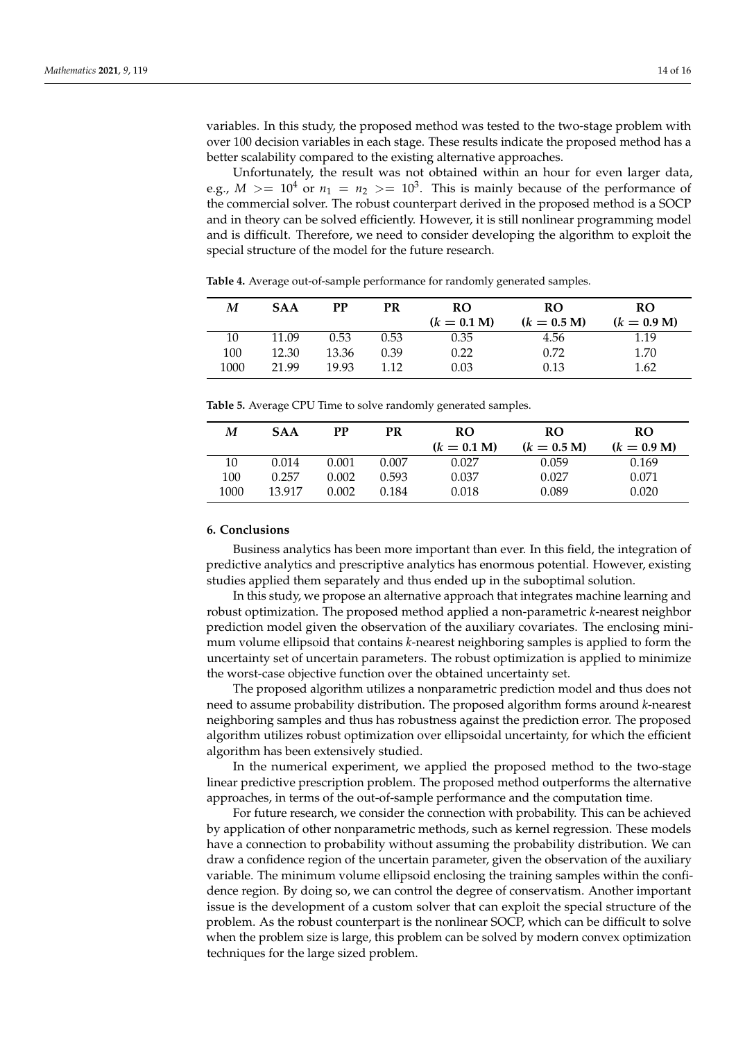variables. In this study, the proposed method was tested to the two-stage problem with over 100 decision variables in each stage. These results indicate the proposed method has a better scalability compared to the existing alternative approaches.

Unfortunately, the result was not obtained within an hour for even larger data, e.g., $M >= 10^4$ or $n_1 = n_2 >= 10^3$. This is mainly because of the performance of the commercial solver. The robust counterpart derived in the proposed method is a SOCP and in theory can be solved efficiently. However, it is still nonlinear programming model and is difficult. Therefore, we need to consider developing the algorithm to exploit the special structure of the model for the future research.

**Table 4.** Average out-of-sample performance for randomly generated samples.

| $M$ | SAA | PP | PR | RO ($k = 0.1$ M) | RO ($k = 0.5$ M) | RO ($k = 0.9$ M) |
|---|---|---|---|---|---|---|
| 10 | 11.09 | 0.53 | 0.53 | 0.35 | 4.56 | 1.19 |
| 100 | 12.30 | 13.36 | 0.39 | 0.22 | 0.72 | 1.70 |
| 1000 | 21.99 | 19.93 | 1.12 | 0.03 | 0.13 | 1.62 |

**Table 5.** Average CPU Time to solve randomly generated samples.

| $M$ | SAA | PP | PR | RO ($k = 0.1$ M) | RO ($k = 0.5$ M) | RO ($k = 0.9$ M) |
|---|---|---|---|---|---|---|
| 10 | 0.014 | 0.001 | 0.007 | 0.027 | 0.059 | 0.169 |
| 100 | 0.257 | 0.002 | 0.593 | 0.037 | 0.027 | 0.071 |
| 1000 | 13.917 | 0.002 | 0.184 | 0.018 | 0.089 | 0.020 |

## 6. Conclusions

Business analytics has been more important than ever. In this field, the integration of predictive analytics and prescriptive analytics has enormous potential. However, existing studies applied them separately and thus ended up in the suboptimal solution.

In this study, we propose an alternative approach that integrates machine learning and robust optimization. The proposed method applied a non-parametric *k*-nearest neighbor prediction model given the observation of the auxiliary covariates. The enclosing minimum volume ellipsoid that contains *k*-nearest neighboring samples is applied to form the uncertainty set of uncertain parameters. The robust optimization is applied to minimize the worst-case objective function over the obtained uncertainty set.

The proposed algorithm utilizes a nonparametric prediction model and thus does not need to assume probability distribution. The proposed algorithm forms around *k*-nearest neighboring samples and thus has robustness against the prediction error. The proposed algorithm utilizes robust optimization over ellipsoidal uncertainty, for which the efficient algorithm has been extensively studied.

In the numerical experiment, we applied the proposed method to the two-stage linear predictive prescription problem. The proposed method outperforms the alternative approaches, in terms of the out-of-sample performance and the computation time.

For future research, we consider the connection with probability. This can be achieved by application of other nonparametric methods, such as kernel regression. These models have a connection to probability without assuming the probability distribution. We can draw a confidence region of the uncertain parameter, given the observation of the auxiliary variable. The minimum volume ellipsoid enclosing the training samples within the confidence region. By doing so, we can control the degree of conservatism. Another important issue is the development of a custom solver that can exploit the special structure of the problem. As the robust counterpart is the nonlinear SOCP, which can be difficult to solve when the problem size is large, this problem can be solved by modern convex optimization techniques for the large sized problem.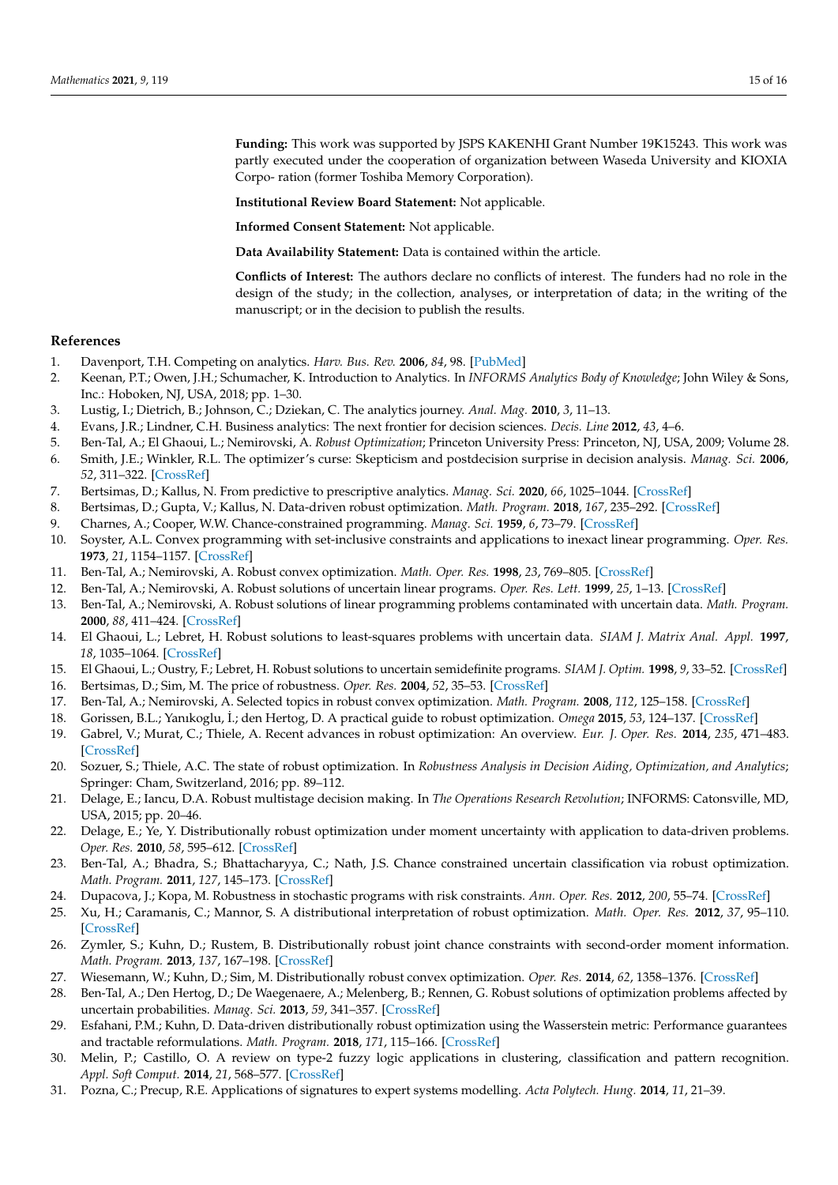**Funding:** This work was supported by JSPS KAKENHI Grant Number 19K15243. This work was partly executed under the cooperation of organization between Waseda University and KIOXIA Corpo- ration (former Toshiba Memory Corporation).

**Institutional Review Board Statement:** Not applicable.

**Informed Consent Statement:** Not applicable.

**Data Availability Statement:** Data is contained within the article.

**Conflicts of Interest:** The authors declare no conflicts of interest. The funders had no role in the design of the study; in the collection, analyses, or interpretation of data; in the writing of the manuscript; or in the decision to publish the results.

## References

1. Davenport, T.H. Competing on analytics. *Harv. Bus. Rev.* **2006**, *84*, 98. [PubMed]
2. Keenan, P.T.; Owen, J.H.; Schumacher, K. Introduction to Analytics. In *INFORMS Analytics Body of Knowledge*; John Wiley & Sons, Inc.: Hoboken, NJ, USA, 2018; pp. 1–30.
3. Lustig, I.; Dietrich, B.; Johnson, C.; Dziekan, C. The analytics journey. *Anal. Mag.* **2010**, *3*, 11–13.
4. Evans, J.R.; Lindner, C.H. Business analytics: The next frontier for decision sciences. *Decis. Line* **2012**, *43*, 4–6.
5. Ben-Tal, A.; El Ghaoui, L.; Nemirovski, A. *Robust Optimization*; Princeton University Press: Princeton, NJ, USA, 2009; Volume 28.
6. Smith, J.E.; Winkler, R.L. The optimizer's curse: Skepticism and postdecision surprise in decision analysis. *Manag. Sci.* **2006**, *52*, 311–322. [CrossRef]
7. Bertsimas, D.; Kallus, N. From predictive to prescriptive analytics. *Manag. Sci.* **2020**, *66*, 1025–1044. [CrossRef]
8. Bertsimas, D.; Gupta, V.; Kallus, N. Data-driven robust optimization. *Math. Program.* **2018**, *167*, 235–292. [CrossRef]
9. Charnes, A.; Cooper, W.W. Chance-constrained programming. *Manag. Sci.* **1959**, *6*, 73–79. [CrossRef]
10. Soyster, A.L. Convex programming with set-inclusive constraints and applications to inexact linear programming. *Oper. Res.* **1973**, *21*, 1154–1157. [CrossRef]
11. Ben-Tal, A.; Nemirovski, A. Robust convex optimization. *Math. Oper. Res.* **1998**, *23*, 769–805. [CrossRef]
12. Ben-Tal, A.; Nemirovski, A. Robust solutions of uncertain linear programs. *Oper. Res. Lett.* **1999**, *25*, 1–13. [CrossRef]
13. Ben-Tal, A.; Nemirovski, A. Robust solutions of linear programming problems contaminated with uncertain data. *Math. Program.* **2000**, *88*, 411–424. [CrossRef]
14. El Ghaoui, L.; Lebret, H. Robust solutions to least-squares problems with uncertain data. *SIAM J. Matrix Anal. Appl.* **1997**, *18*, 1035–1064. [CrossRef]
15. El Ghaoui, L.; Oustry, F.; Lebret, H. Robust solutions to uncertain semidefinite programs. *SIAM J. Optim.* **1998**, *9*, 33–52. [CrossRef]
16. Bertsimas, D.; Sim, M. The price of robustness. *Oper. Res.* **2004**, *52*, 35–53. [CrossRef]
17. Ben-Tal, A.; Nemirovski, A. Selected topics in robust convex optimization. *Math. Program.* **2008**, *112*, 125–158. [CrossRef]
18. Gorissen, B.L.; Yanıkoglu, İ.; den Hertog, D. A practical guide to robust optimization. *Omega* **2015**, *53*, 124–137. [CrossRef]
19. Gabrel, V.; Murat, C.; Thiele, A. Recent advances in robust optimization: An overview. *Eur. J. Oper. Res.* **2014**, *235*, 471–483. [CrossRef]
20. Sozuer, S.; Thiele, A.C. The state of robust optimization. In *Robustness Analysis in Decision Aiding, Optimization, and Analytics*; Springer: Cham, Switzerland, 2016; pp. 89–112.
21. Delage, E.; Iancu, D.A. Robust multistage decision making. In *The Operations Research Revolution*; INFORMS: Catonsville, MD, USA, 2015; pp. 20–46.
22. Delage, E.; Ye, Y. Distributionally robust optimization under moment uncertainty with application to data-driven problems. *Oper. Res.* **2010**, *58*, 595–612. [CrossRef]
23. Ben-Tal, A.; Bhadra, S.; Bhattacharyya, C.; Nath, J.S. Chance constrained uncertain classification via robust optimization. *Math. Program.* **2011**, *127*, 145–173. [CrossRef]
24. Dupacova, J.; Kopa, M. Robustness in stochastic programs with risk constraints. *Ann. Oper. Res.* **2012**, *200*, 55–74. [CrossRef]
25. Xu, H.; Caramanis, C.; Mannor, S. A distributional interpretation of robust optimization. *Math. Oper. Res.* **2012**, *37*, 95–110. [CrossRef]
26. Zymler, S.; Kuhn, D.; Rustem, B. Distributionally robust joint chance constraints with second-order moment information. *Math. Program.* **2013**, *137*, 167–198. [CrossRef]
27. Wiesemann, W.; Kuhn, D.; Sim, M. Distributionally robust convex optimization. *Oper. Res.* **2014**, *62*, 1358–1376. [CrossRef]
28. Ben-Tal, A.; Den Hertog, D.; De Waegenaere, A.; Melenberg, B.; Rennen, G. Robust solutions of optimization problems affected by uncertain probabilities. *Manag. Sci.* **2013**, *59*, 341–357. [CrossRef]
29. Esfahani, P.M.; Kuhn, D. Data-driven distributionally robust optimization using the Wasserstein metric: Performance guarantees and tractable reformulations. *Math. Program.* **2018**, *171*, 115–166. [CrossRef]
30. Melin, P.; Castillo, O. A review on type-2 fuzzy logic applications in clustering, classification and pattern recognition. *Appl. Soft Comput.* **2014**, *21*, 568–577. [CrossRef]
31. Pozna, C.; Precup, R.E. Applications of signatures to expert systems modelling. *Acta Polytech. Hung.* **2014**, *11*, 21–39.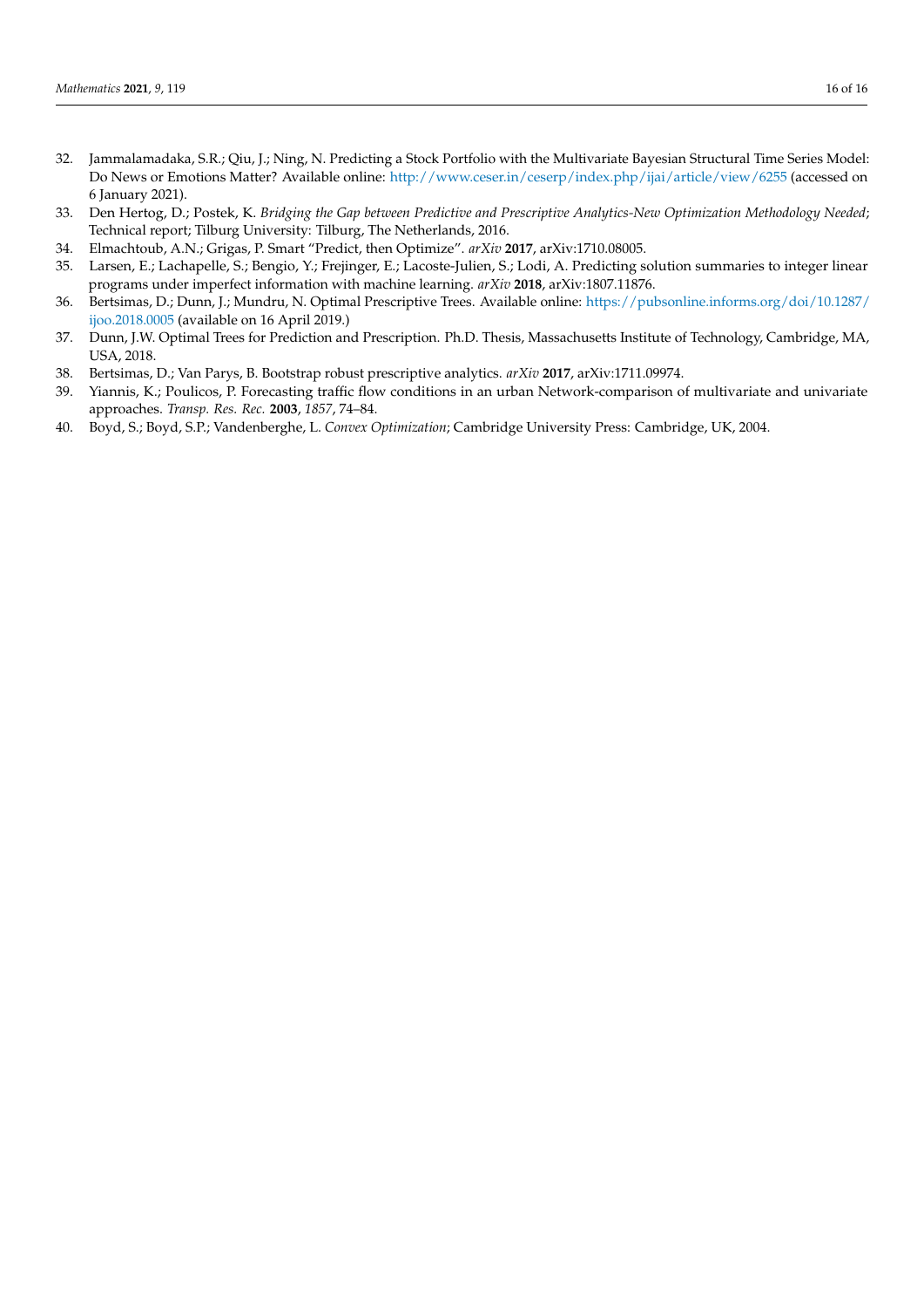32. Jammalamadaka, S.R.; Qiu, J.; Ning, N. Predicting a Stock Portfolio with the Multivariate Bayesian Structural Time Series Model: Do News or Emotions Matter? Available online: http://www.ceser.in/ceserp/index.php/ijai/article/view/6255 (accessed on 6 January 2021).
33. Den Hertog, D.; Postek, K. *Bridging the Gap between Predictive and Prescriptive Analytics-New Optimization Methodology Needed*; Technical report; Tilburg University: Tilburg, The Netherlands, 2016.
34. Elmachtoub, A.N.; Grigas, P. Smart "Predict, then Optimize". *arXiv* **2017**, arXiv:1710.08005.
35. Larsen, E.; Lachapelle, S.; Bengio, Y.; Frejinger, E.; Lacoste-Julien, S.; Lodi, A. Predicting solution summaries to integer linear programs under imperfect information with machine learning. *arXiv* **2018**, arXiv:1807.11876.
36. Bertsimas, D.; Dunn, J.; Mundru, N. Optimal Prescriptive Trees. Available online: https://pubsonline.informs.org/doi/10.1287/ijoo.2018.0005 (available on 16 April 2019.)
37. Dunn, J.W. Optimal Trees for Prediction and Prescription. Ph.D. Thesis, Massachusetts Institute of Technology, Cambridge, MA, USA, 2018.
38. Bertsimas, D.; Van Parys, B. Bootstrap robust prescriptive analytics. *arXiv* **2017**, arXiv:1711.09974.
39. Yiannis, K.; Poulicos, P. Forecasting traffic flow conditions in an urban Network-comparison of multivariate and univariate approaches. *Transp. Res. Rec.* **2003**, *1857*, 74–84.
40. Boyd, S.; Boyd, S.P.; Vandenberghe, L. *Convex Optimization*; Cambridge University Press: Cambridge, UK, 2004.